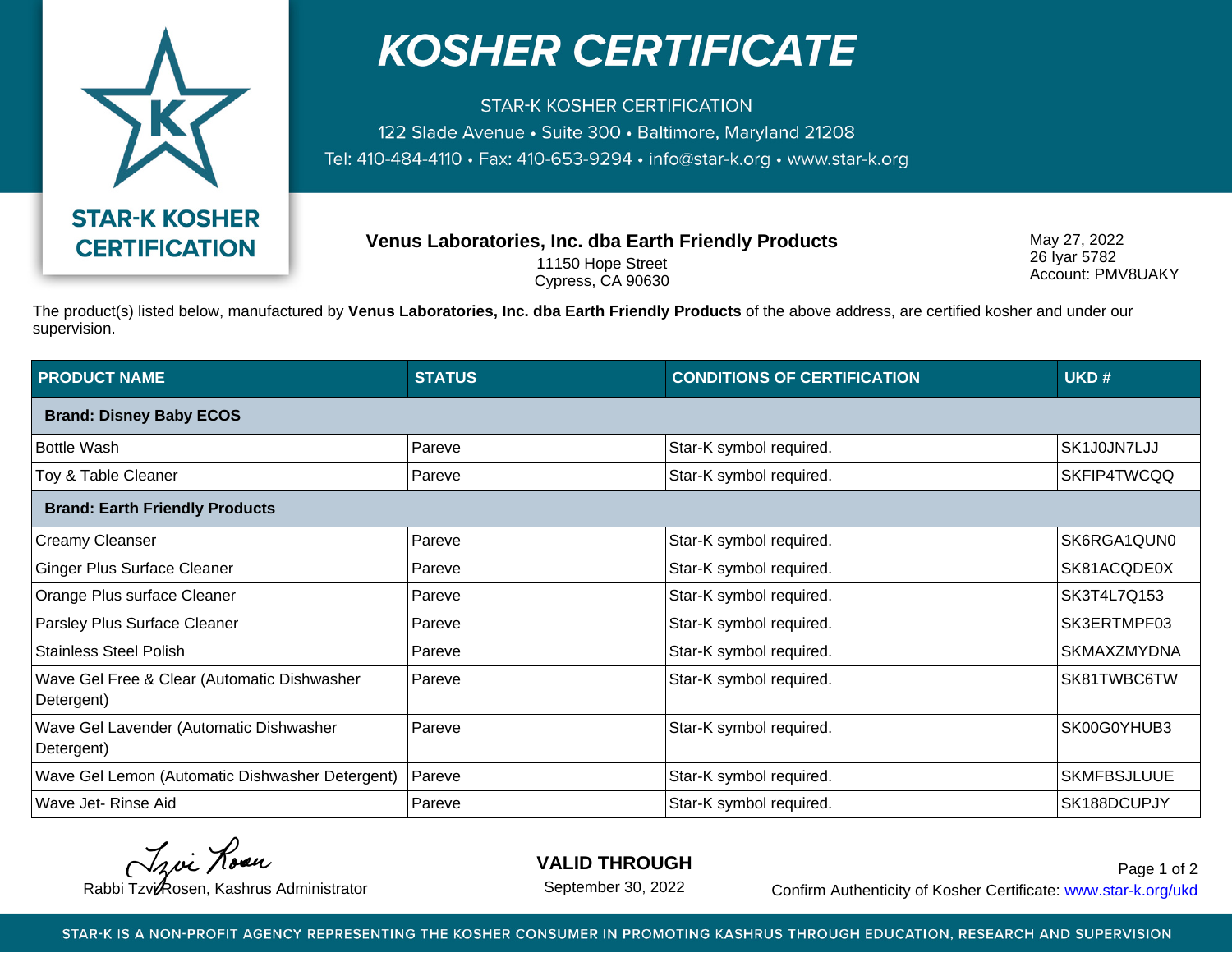# KOSHER CERTIFICATE

STAR-K KOSHER CERTIFICATION
122 Slade Avenue • Suite 300 • Baltimore, Maryland 21208
Tel: 410-484-4110 • Fax: 410-653-9294 • info@star-k.org • www.star-k.org

**STAR-K KOSHER CERTIFICATION**

**Venus Laboratories, Inc. dba Earth Friendly Products**
11150 Hope Street
Cypress, CA 90630

May 27, 2022
26 Iyar 5782
Account: PMV8UAKY

The product(s) listed below, manufactured by **Venus Laboratories, Inc. dba Earth Friendly Products** of the above address, are certified kosher and under our supervision.

| PRODUCT NAME | STATUS | CONDITIONS OF CERTIFICATION | UKD # |
|---|---|---|---|
| **Brand: Disney Baby ECOS** | | | |
| Bottle Wash | Pareve | Star-K symbol required. | SK1J0JN7LJJ |
| Toy & Table Cleaner | Pareve | Star-K symbol required. | SKFIP4TWCQQ |
| **Brand: Earth Friendly Products** | | | |
| Creamy Cleanser | Pareve | Star-K symbol required. | SK6RGA1QUN0 |
| Ginger Plus Surface Cleaner | Pareve | Star-K symbol required. | SK81ACQDE0X |
| Orange Plus surface Cleaner | Pareve | Star-K symbol required. | SK3T4L7Q153 |
| Parsley Plus Surface Cleaner | Pareve | Star-K symbol required. | SK3ERTMPF03 |
| Stainless Steel Polish | Pareve | Star-K symbol required. | SKMAXZMYDNA |
| Wave Gel Free & Clear (Automatic Dishwasher Detergent) | Pareve | Star-K symbol required. | SK81TWBC6TW |
| Wave Gel Lavender (Automatic Dishwasher Detergent) | Pareve | Star-K symbol required. | SK00G0YHUB3 |
| Wave Gel Lemon (Automatic Dishwasher Detergent) | Pareve | Star-K symbol required. | SKMFBSJLUUE |
| Wave Jet- Rinse Aid | Pareve | Star-K symbol required. | SK188DCUPJY |

Tzvi Rosen
Rabbi Tzvi Rosen, Kashrus Administrator

**VALID THROUGH**
September 30, 2022

Confirm Authenticity of Kosher Certificate: www.star-k.org/ukd

STAR-K IS A NON-PROFIT AGENCY REPRESENTING THE KOSHER CONSUMER IN PROMOTING KASHRUS THROUGH EDUCATION, RESEARCH AND SUPERVISION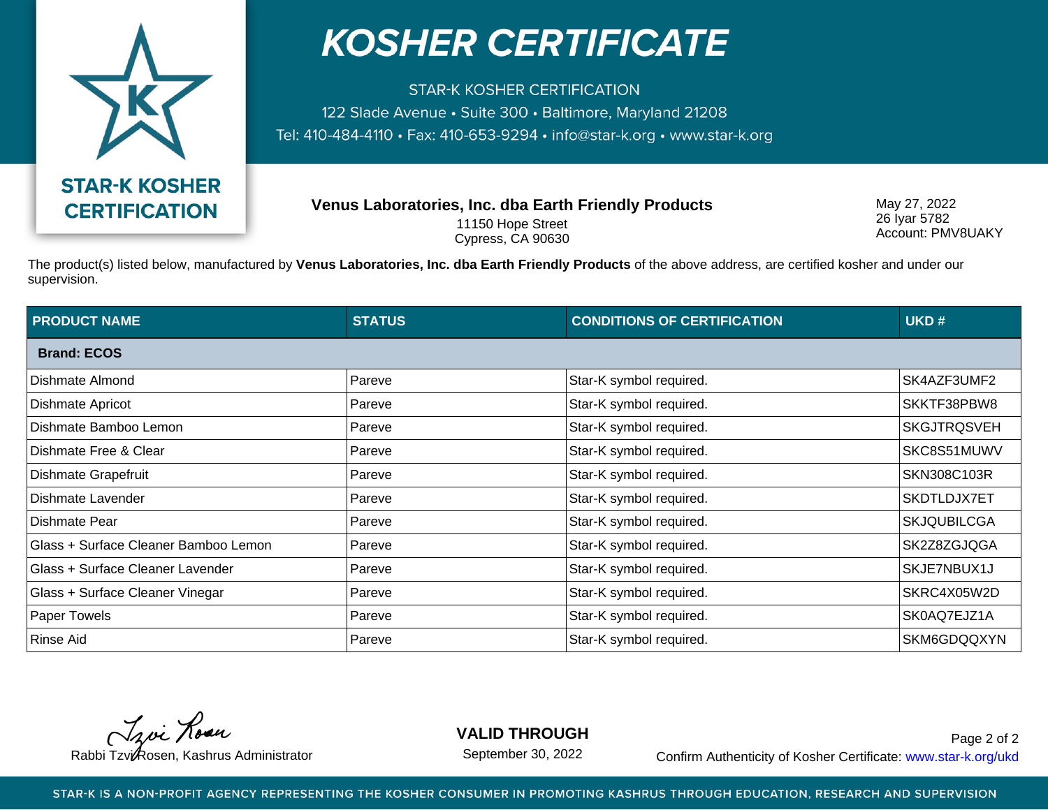STAR-K KOSHER CERTIFICATION

# KOSHER CERTIFICATE

STAR-K KOSHER CERTIFICATION
122 Slade Avenue • Suite 300 • Baltimore, Maryland 21208
Tel: 410-484-4110 • Fax: 410-653-9294 • info@star-k.org • www.star-k.org

**Venus Laboratories, Inc. dba Earth Friendly Products**
11150 Hope Street
Cypress, CA 90630

May 27, 2022
26 Iyar 5782
Account: PMV8UAKY

The product(s) listed below, manufactured by **Venus Laboratories, Inc. dba Earth Friendly Products** of the above address, are certified kosher and under our supervision.

| PRODUCT NAME | STATUS | CONDITIONS OF CERTIFICATION | UKD # |
|---|---|---|---|
| **Brand: ECOS** | | | |
| Dishmate Almond | Pareve | Star-K symbol required. | SK4AZF3UMF2 |
| Dishmate Apricot | Pareve | Star-K symbol required. | SKKTF38PBW8 |
| Dishmate Bamboo Lemon | Pareve | Star-K symbol required. | SKGJTRQSVEH |
| Dishmate Free & Clear | Pareve | Star-K symbol required. | SKC8S51MUWV |
| Dishmate Grapefruit | Pareve | Star-K symbol required. | SKN308C103R |
| Dishmate Lavender | Pareve | Star-K symbol required. | SKDTLDJX7ET |
| Dishmate Pear | Pareve | Star-K symbol required. | SKJQUBILCGA |
| Glass + Surface Cleaner Bamboo Lemon | Pareve | Star-K symbol required. | SK2Z8ZGJQGA |
| Glass + Surface Cleaner Lavender | Pareve | Star-K symbol required. | SKJE7NBUX1J |
| Glass + Surface Cleaner Vinegar | Pareve | Star-K symbol required. | SKRC4X05W2D |
| Paper Towels | Pareve | Star-K symbol required. | SK0AQ7EJZ1A |
| Rinse Aid | Pareve | Star-K symbol required. | SKM6GDQQXYN |

Rabbi Tzvi Rosen, Kashrus Administrator

**VALID THROUGH**
September 30, 2022

Confirm Authenticity of Kosher Certificate: www.star-k.org/ukd

STAR-K IS A NON-PROFIT AGENCY REPRESENTING THE KOSHER CONSUMER IN PROMOTING KASHRUS THROUGH EDUCATION, RESEARCH AND SUPERVISION